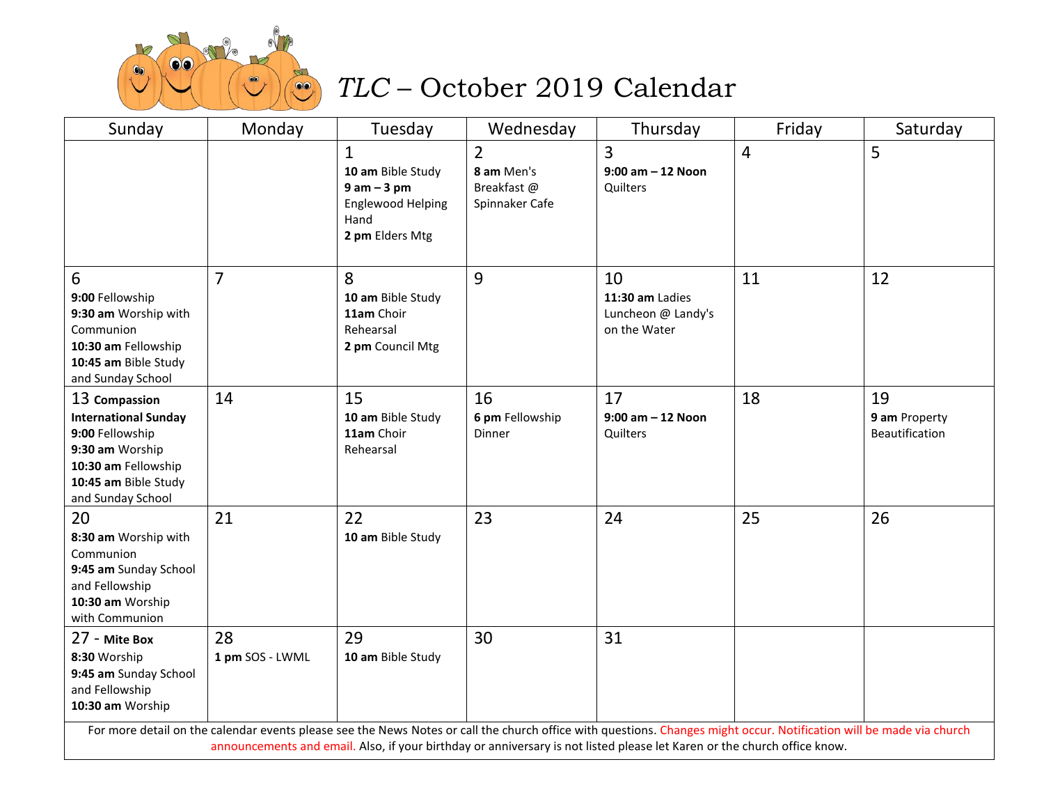# *TLC* – October 2019 Calendar

| Sunday | Monday | Tuesday | Wednesday | Thursday | Friday | Saturday |
|---|---|---|---|---|---|---|
| | | 1<br>**10 am** Bible Study<br>**9 am – 3 pm** Englewood Helping Hand<br>**2 pm** Elders Mtg | 2<br>**8 am** Men's Breakfast @ Spinnaker Cafe | 3<br>**9:00 am – 12 Noon** Quilters | 4 | 5 |
| 6<br>**9:00** Fellowship<br>**9:30 am** Worship with Communion<br>**10:30 am** Fellowship<br>**10:45 am** Bible Study and Sunday School | 7 | 8<br>**10 am** Bible Study<br>**11am** Choir Rehearsal<br>**2 pm** Council Mtg | 9 | 10<br>**11:30 am** Ladies Luncheon @ Landy's on the Water | 11 | 12 |
| 13 **Compassion International Sunday**<br>**9:00** Fellowship<br>**9:30 am** Worship<br>**10:30 am** Fellowship<br>**10:45 am** Bible Study and Sunday School | 14 | 15<br>**10 am** Bible Study<br>**11am** Choir Rehearsal | 16<br>**6 pm** Fellowship Dinner | 17<br>**9:00 am – 12 Noon** Quilters | 18 | 19<br>**9 am** Property Beautification |
| 20<br>**8:30 am** Worship with Communion<br>**9:45 am** Sunday School and Fellowship<br>**10:30 am** Worship with Communion | 21 | 22<br>**10 am** Bible Study | 23 | 24 | 25 | 26 |
| 27 - **Mite Box**<br>**8:30** Worship<br>**9:45 am** Sunday School and Fellowship<br>**10:30 am** Worship | 28<br>**1 pm** SOS - LWML | 29<br>**10 am** Bible Study | 30 | 31 | | |

For more detail on the calendar events please see the News Notes or call the church office with questions. Changes might occur. Notification will be made via church announcements and email. Also, if your birthday or anniversary is not listed please let Karen or the church office know.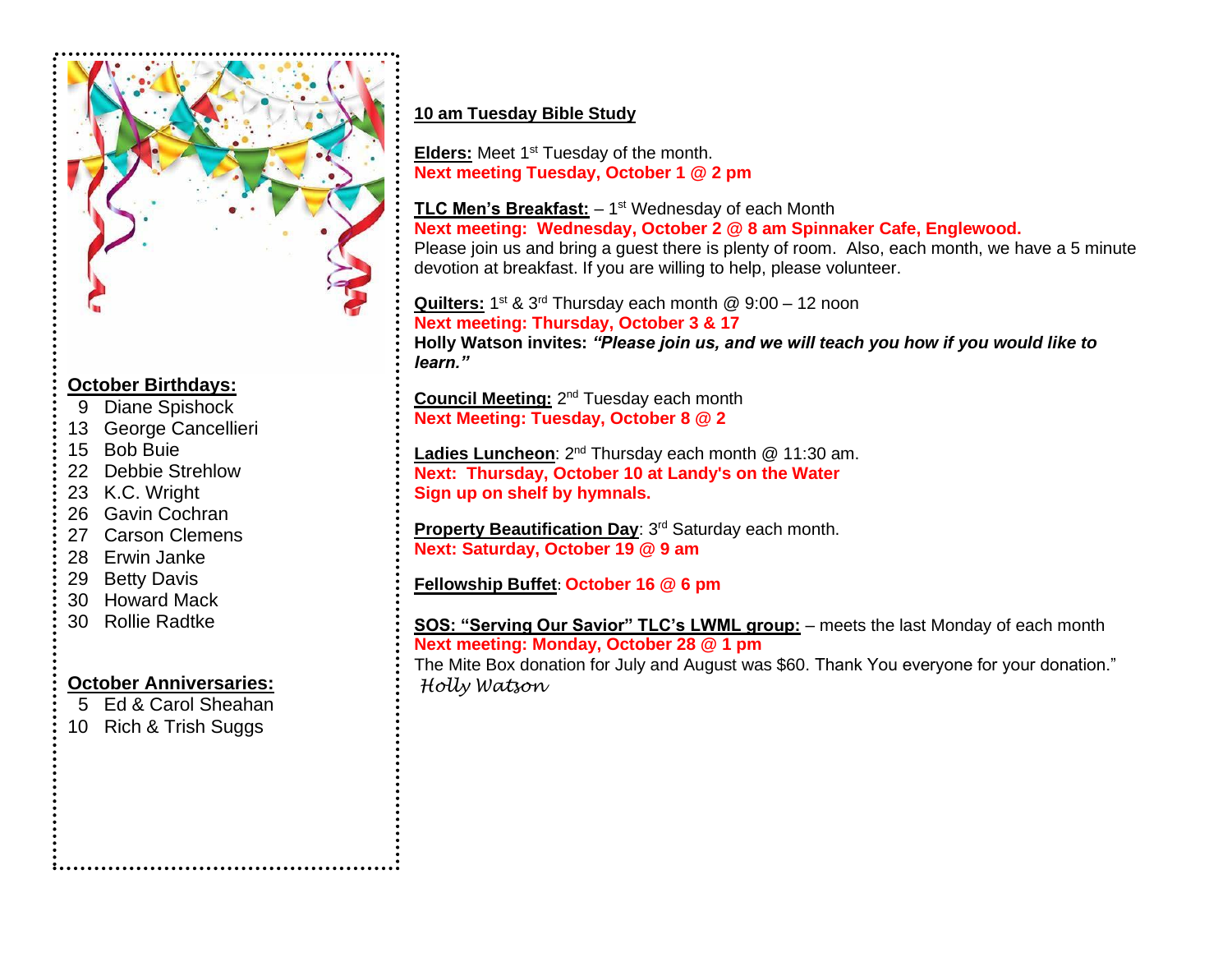## October Birthdays:

- 9 Diane Spishock
- 13 George Cancellieri
- 15 Bob Buie
- 22 Debbie Strehlow
- 23 K.C. Wright
- 26 Gavin Cochran
- 27 Carson Clemens
- 28 Erwin Janke
- 29 Betty Davis
- 30 Howard Mack
- 30 Rollie Radtke

## October Anniversaries:

- 5 Ed & Carol Sheahan
- 10 Rich & Trish Suggs

**10 am Tuesday Bible Study**

**Elders:** Meet 1st Tuesday of the month.
**Next meeting Tuesday, October 1 @ 2 pm**

**TLC Men's Breakfast:** – 1st Wednesday of each Month
**Next meeting: Wednesday, October 2 @ 8 am Spinnaker Cafe, Englewood.**
Please join us and bring a guest there is plenty of room. Also, each month, we have a 5 minute devotion at breakfast. If you are willing to help, please volunteer.

**Quilters:** 1st & 3rd Thursday each month @ 9:00 – 12 noon
**Next meeting: Thursday, October 3 & 17**
**Holly Watson invites:** ***"Please join us, and we will teach you how if you would like to learn."***

**Council Meeting:** 2nd Tuesday each month
**Next Meeting: Tuesday, October 8 @ 2**

**Ladies Luncheon**: 2nd Thursday each month @ 11:30 am.
**Next: Thursday, October 10 at Landy's on the Water**
**Sign up on shelf by hymnals.**

**Property Beautification Day**: 3rd Saturday each month.
**Next: Saturday, October 19 @ 9 am**

**Fellowship Buffet**: **October 16 @ 6 pm**

**SOS: "Serving Our Savior" TLC's LWML group:** – meets the last Monday of each month
**Next meeting: Monday, October 28 @ 1 pm**
The Mite Box donation for July and August was $60. Thank You everyone for your donation."
*Holly Watson*